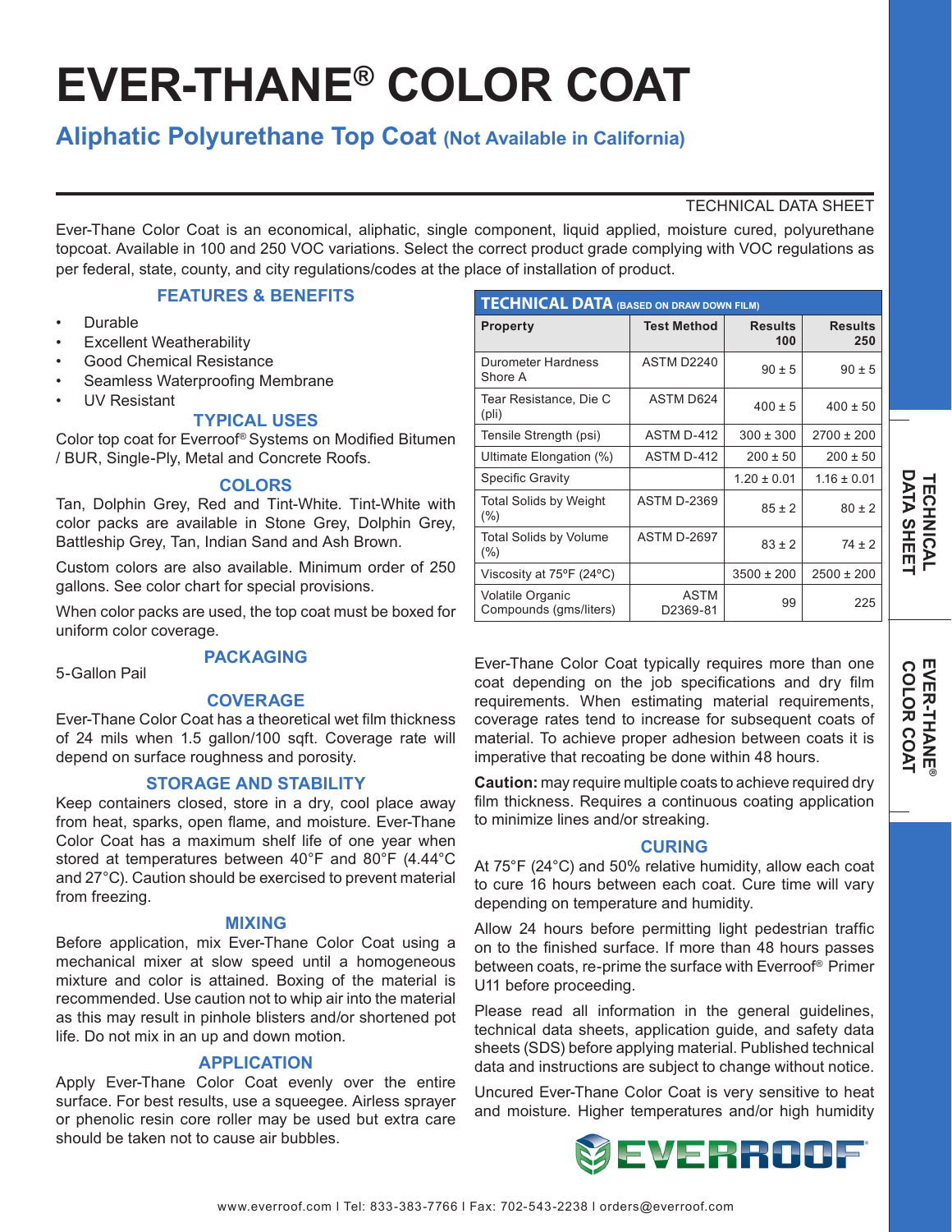# EVER-THANE® COLOR COAT

## Aliphatic Polyurethane Top Coat (Not Available in California)

TECHNICAL DATA SHEET

Ever-Thane Color Coat is an economical, aliphatic, single component, liquid applied, moisture cured, polyurethane topcoat. Available in 100 and 250 VOC variations. Select the correct product grade complying with VOC regulations as per federal, state, county, and city regulations/codes at the place of installation of product.

### FEATURES & BENEFITS

- Durable
- Excellent Weatherability
- Good Chemical Resistance
- Seamless Waterproofing Membrane
- UV Resistant

### TYPICAL USES

Color top coat for Everroof® Systems on Modified Bitumen / BUR, Single-Ply, Metal and Concrete Roofs.

### COLORS

Tan, Dolphin Grey, Red and Tint-White. Tint-White with color packs are available in Stone Grey, Dolphin Grey, Battleship Grey, Tan, Indian Sand and Ash Brown.

Custom colors are also available. Minimum order of 250 gallons. See color chart for special provisions.

When color packs are used, the top coat must be boxed for uniform color coverage.

### PACKAGING

5-Gallon Pail

### COVERAGE

Ever-Thane Color Coat has a theoretical wet film thickness of 24 mils when 1.5 gallon/100 sqft. Coverage rate will depend on surface roughness and porosity.

### STORAGE AND STABILITY

Keep containers closed, store in a dry, cool place away from heat, sparks, open flame, and moisture. Ever-Thane Color Coat has a maximum shelf life of one year when stored at temperatures between 40°F and 80°F (4.44°C and 27°C). Caution should be exercised to prevent material from freezing.

### MIXING

Before application, mix Ever-Thane Color Coat using a mechanical mixer at slow speed until a homogeneous mixture and color is attained. Boxing of the material is recommended. Use caution not to whip air into the material as this may result in pinhole blisters and/or shortened pot life. Do not mix in an up and down motion.

### APPLICATION

Apply Ever-Thane Color Coat evenly over the entire surface. For best results, use a squeegee. Airless sprayer or phenolic resin core roller may be used but extra care should be taken not to cause air bubbles.

### TECHNICAL DATA (BASED ON DRAW DOWN FILM)

| Property | Test Method | Results 100 | Results 250 |
|---|---|---|---|
| Durometer Hardness Shore A | ASTM D2240 | 90 ± 5 | 90 ± 5 |
| Tear Resistance, Die C (pli) | ASTM D624 | 400 ± 5 | 400 ± 50 |
| Tensile Strength (psi) | ASTM D-412 | 300 ± 300 | 2700 ± 200 |
| Ultimate Elongation (%) | ASTM D-412 | 200 ± 50 | 200 ± 50 |
| Specific Gravity | | 1.20 ± 0.01 | 1.16 ± 0.01 |
| Total Solids by Weight (%) | ASTM D-2369 | 85 ± 2 | 80 ± 2 |
| Total Solids by Volume (%) | ASTM D-2697 | 83 ± 2 | 74 ± 2 |
| Viscosity at 75ºF (24ºC) | | 3500 ± 200 | 2500 ± 200 |
| Volatile Organic Compounds (gms/liters) | ASTM D2369-81 | 99 | 225 |

Ever-Thane Color Coat typically requires more than one coat depending on the job specifications and dry film requirements. When estimating material requirements, coverage rates tend to increase for subsequent coats of material. To achieve proper adhesion between coats it is imperative that recoating be done within 48 hours.

**Caution:** may require multiple coats to achieve required dry film thickness. Requires a continuous coating application to minimize lines and/or streaking.

### CURING

At 75°F (24°C) and 50% relative humidity, allow each coat to cure 16 hours between each coat. Cure time will vary depending on temperature and humidity.

Allow 24 hours before permitting light pedestrian traffic on to the finished surface. If more than 48 hours passes between coats, re-prime the surface with Everroof® Primer U11 before proceeding.

Please read all information in the general guidelines, technical data sheets, application guide, and safety data sheets (SDS) before applying material. Published technical data and instructions are subject to change without notice.

Uncured Ever-Thane Color Coat is very sensitive to heat and moisture. Higher temperatures and/or high humidity

www.everroof.com | Tel: 833-383-7766 | Fax: 702-543-2238 | orders@everroof.com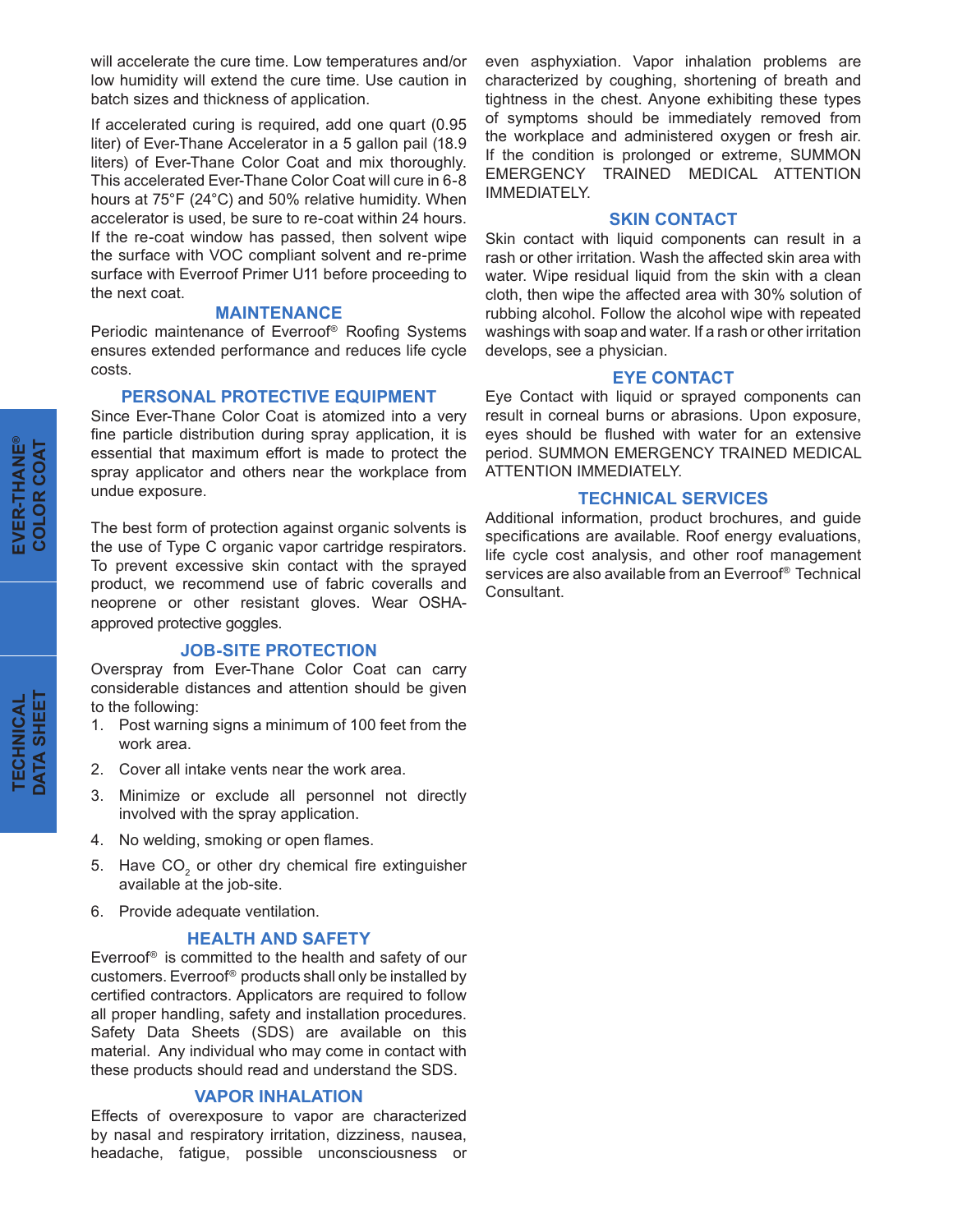will accelerate the cure time. Low temperatures and/or low humidity will extend the cure time. Use caution in batch sizes and thickness of application.

If accelerated curing is required, add one quart (0.95 liter) of Ever-Thane Accelerator in a 5 gallon pail (18.9 liters) of Ever-Thane Color Coat and mix thoroughly. This accelerated Ever-Thane Color Coat will cure in 6-8 hours at 75°F (24°C) and 50% relative humidity. When accelerator is used, be sure to re-coat within 24 hours. If the re-coat window has passed, then solvent wipe the surface with VOC compliant solvent and re-prime surface with Everroof Primer U11 before proceeding to the next coat.

## MAINTENANCE

Periodic maintenance of Everroof® Roofing Systems ensures extended performance and reduces life cycle costs.

## PERSONAL PROTECTIVE EQUIPMENT

Since Ever-Thane Color Coat is atomized into a very fine particle distribution during spray application, it is essential that maximum effort is made to protect the spray applicator and others near the workplace from undue exposure.

The best form of protection against organic solvents is the use of Type C organic vapor cartridge respirators. To prevent excessive skin contact with the sprayed product, we recommend use of fabric coveralls and neoprene or other resistant gloves. Wear OSHA-approved protective goggles.

## JOB-SITE PROTECTION

Overspray from Ever-Thane Color Coat can carry considerable distances and attention should be given to the following:

1. Post warning signs a minimum of 100 feet from the work area.
2. Cover all intake vents near the work area.
3. Minimize or exclude all personnel not directly involved with the spray application.
4. No welding, smoking or open flames.
5. Have $CO_2$ or other dry chemical fire extinguisher available at the job-site.
6. Provide adequate ventilation.

## HEALTH AND SAFETY

Everroof® is committed to the health and safety of our customers. Everroof® products shall only be installed by certified contractors. Applicators are required to follow all proper handling, safety and installation procedures. Safety Data Sheets (SDS) are available on this material. Any individual who may come in contact with these products should read and understand the SDS.

## VAPOR INHALATION

Effects of overexposure to vapor are characterized by nasal and respiratory irritation, dizziness, nausea, headache, fatigue, possible unconsciousness or even asphyxiation. Vapor inhalation problems are characterized by coughing, shortening of breath and tightness in the chest. Anyone exhibiting these types of symptoms should be immediately removed from the workplace and administered oxygen or fresh air. If the condition is prolonged or extreme, SUMMON EMERGENCY TRAINED MEDICAL ATTENTION IMMEDIATELY.

## SKIN CONTACT

Skin contact with liquid components can result in a rash or other irritation. Wash the affected skin area with water. Wipe residual liquid from the skin with a clean cloth, then wipe the affected area with 30% solution of rubbing alcohol. Follow the alcohol wipe with repeated washings with soap and water. If a rash or other irritation develops, see a physician.

## EYE CONTACT

Eye Contact with liquid or sprayed components can result in corneal burns or abrasions. Upon exposure, eyes should be flushed with water for an extensive period. SUMMON EMERGENCY TRAINED MEDICAL ATTENTION IMMEDIATELY.

## TECHNICAL SERVICES

Additional information, product brochures, and guide specifications are available. Roof energy evaluations, life cycle cost analysis, and other roof management services are also available from an Everroof® Technical Consultant.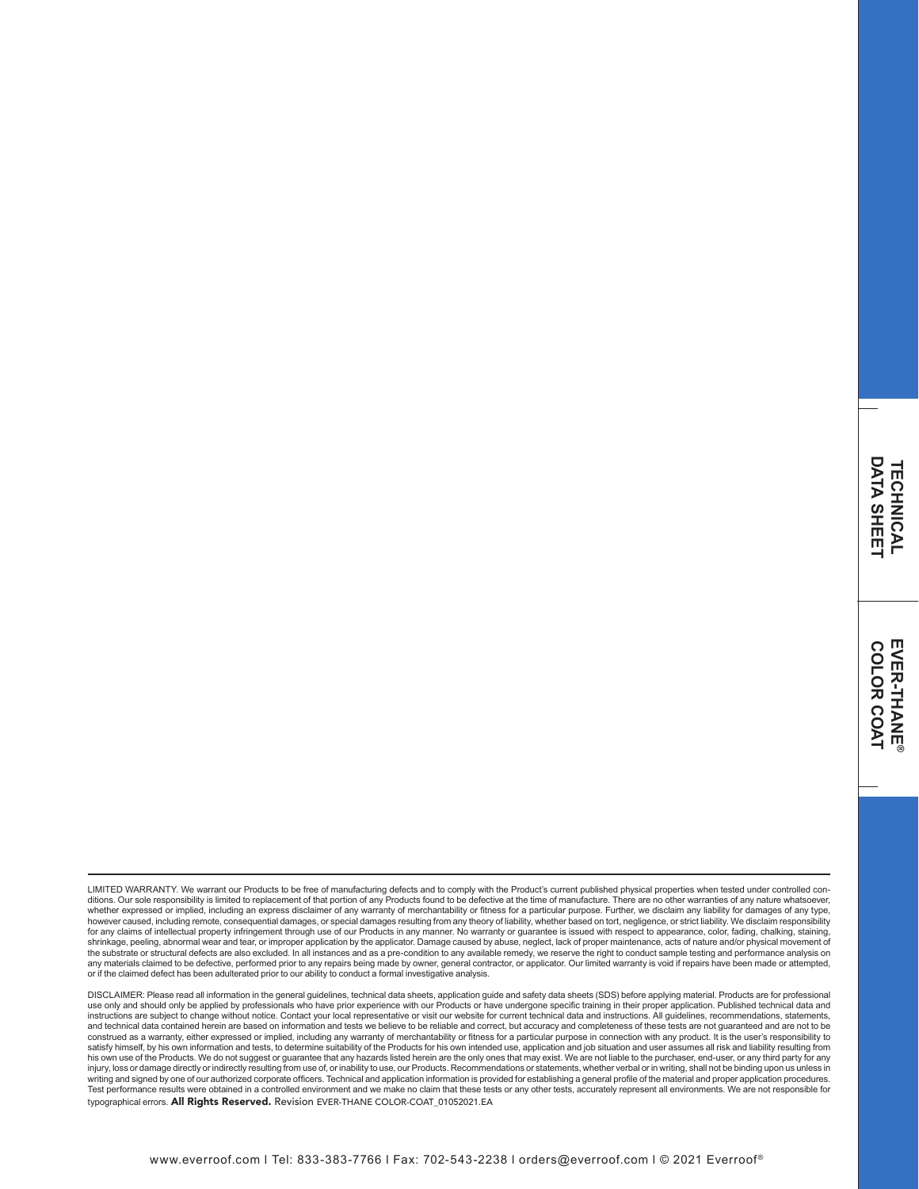LIMITED WARRANTY. We warrant our Products to be free of manufacturing defects and to comply with the Product's current published physical properties when tested under controlled conditions. Our sole responsibility is limited to replacement of that portion of any Products found to be defective at the time of manufacture. There are no other warranties of any nature whatsoever, whether expressed or implied, including an express disclaimer of any warranty of merchantability or fitness for a particular purpose. Further, we disclaim any liability for damages of any type, however caused, including remote, consequential damages, or special damages resulting from any theory of liability, whether based on tort, negligence, or strict liability. We disclaim responsibility for any claims of intellectual property infringement through use of our Products in any manner. No warranty or guarantee is issued with respect to appearance, color, fading, chalking, staining, shrinkage, peeling, abnormal wear and tear, or improper application by the applicator. Damage caused by abuse, neglect, lack of proper maintenance, acts of nature and/or physical movement of the substrate or structural defects are also excluded. In all instances and as a pre-condition to any available remedy, we reserve the right to conduct sample testing and performance analysis on any materials claimed to be defective, performed prior to any repairs being made by owner, general contractor, or applicator. Our limited warranty is void if repairs have been made or attempted, or if the claimed defect has been adulterated prior to our ability to conduct a formal investigative analysis.

DISCLAIMER: Please read all information in the general guidelines, technical data sheets, application guide and safety data sheets (SDS) before applying material. Products are for professional use only and should only be applied by professionals who have prior experience with our Products or have undergone specific training in their proper application. Published technical data and instructions are subject to change without notice. Contact your local representative or visit our website for current technical data and instructions. All guidelines, recommendations, statements, and technical data contained herein are based on information and tests we believe to be reliable and correct, but accuracy and completeness of these tests are not guaranteed and are not to be construed as a warranty, either expressed or implied, including any warranty of merchantability or fitness for a particular purpose in connection with any product. It is the user's responsibility to satisfy himself, by his own information and tests, to determine suitability of the Products for his own intended use, application and job situation and user assumes all risk and liability resulting from his own use of the Products. We do not suggest or guarantee that any hazards listed herein are the only ones that may exist. We are not liable to the purchaser, end-user, or any third party for any injury, loss or damage directly or indirectly resulting from use of, or inability to use, our Products. Recommendations or statements, whether verbal or in writing, shall not be binding upon us unless in writing and signed by one of our authorized corporate officers. Technical and application information is provided for establishing a general profile of the material and proper application procedures. Test performance results were obtained in a controlled environment and we make no claim that these tests or any other tests, accurately represent all environments. We are not responsible for typographical errors. **All Rights Reserved.** Revision EVER-THANE COLOR-COAT_01052021.EA

www.everroof.com l Tel: 833-383-7766 l Fax: 702-543-2238 l orders@everroof.com l © 2021 Everroof®